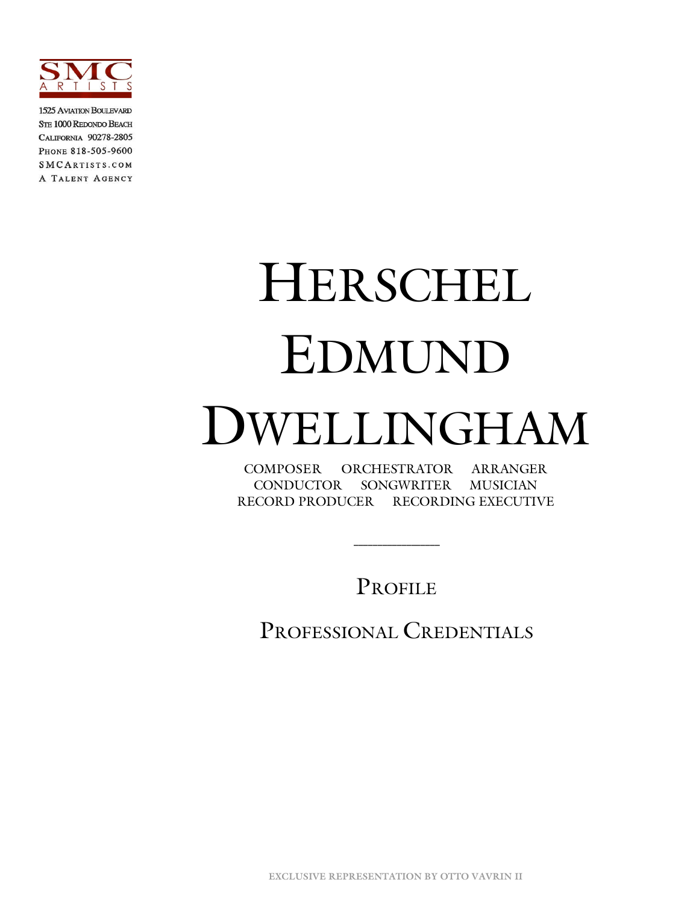SMC ARTISTS

1525 Aviation Boulevard
Ste 1000 Redondo Beach
California 90278-2805
Phone 818-505-9600
SMCArtists.com
A Talent Agency

# Herschel Edmund Dwellingham

COMPOSER ORCHESTRATOR ARRANGER
CONDUCTOR SONGWRITER MUSICIAN
RECORD PRODUCER RECORDING EXECUTIVE

---

## Profile

## Professional Credentials

EXCLUSIVE REPRESENTATION BY OTTO VAVRIN II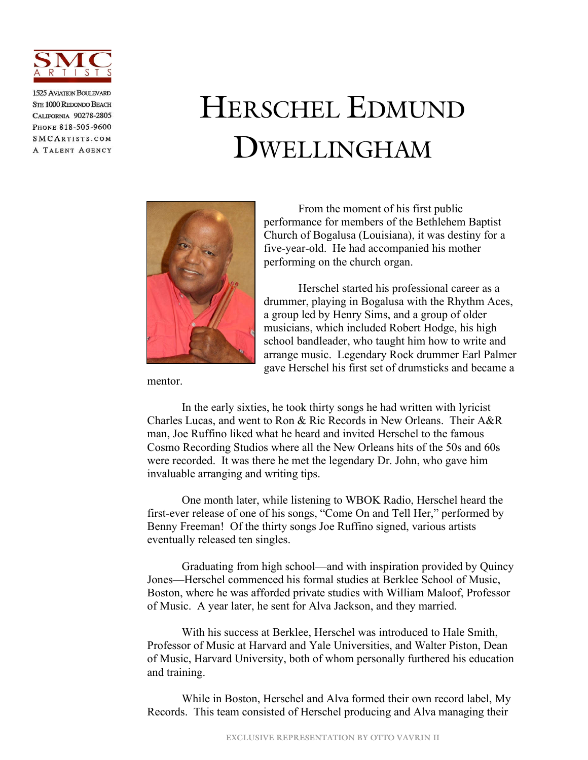# HERSCHEL EDMUND DWELLINGHAM

From the moment of his first public performance for members of the Bethlehem Baptist Church of Bogalusa (Louisiana), it was destiny for a five-year-old. He had accompanied his mother performing on the church organ.

Herschel started his professional career as a drummer, playing in Bogalusa with the Rhythm Aces, a group led by Henry Sims, and a group of older musicians, which included Robert Hodge, his high school bandleader, who taught him how to write and arrange music. Legendary Rock drummer Earl Palmer gave Herschel his first set of drumsticks and became a mentor.

In the early sixties, he took thirty songs he had written with lyricist Charles Lucas, and went to Ron & Ric Records in New Orleans. Their A&R man, Joe Ruffino liked what he heard and invited Herschel to the famous Cosmo Recording Studios where all the New Orleans hits of the 50s and 60s were recorded. It was there he met the legendary Dr. John, who gave him invaluable arranging and writing tips.

One month later, while listening to WBOK Radio, Herschel heard the first-ever release of one of his songs, "Come On and Tell Her," performed by Benny Freeman! Of the thirty songs Joe Ruffino signed, various artists eventually released ten singles.

Graduating from high school—and with inspiration provided by Quincy Jones—Herschel commenced his formal studies at Berklee School of Music, Boston, where he was afforded private studies with William Maloof, Professor of Music. A year later, he sent for Alva Jackson, and they married.

With his success at Berklee, Herschel was introduced to Hale Smith, Professor of Music at Harvard and Yale Universities, and Walter Piston, Dean of Music, Harvard University, both of whom personally furthered his education and training.

While in Boston, Herschel and Alva formed their own record label, My Records. This team consisted of Herschel producing and Alva managing their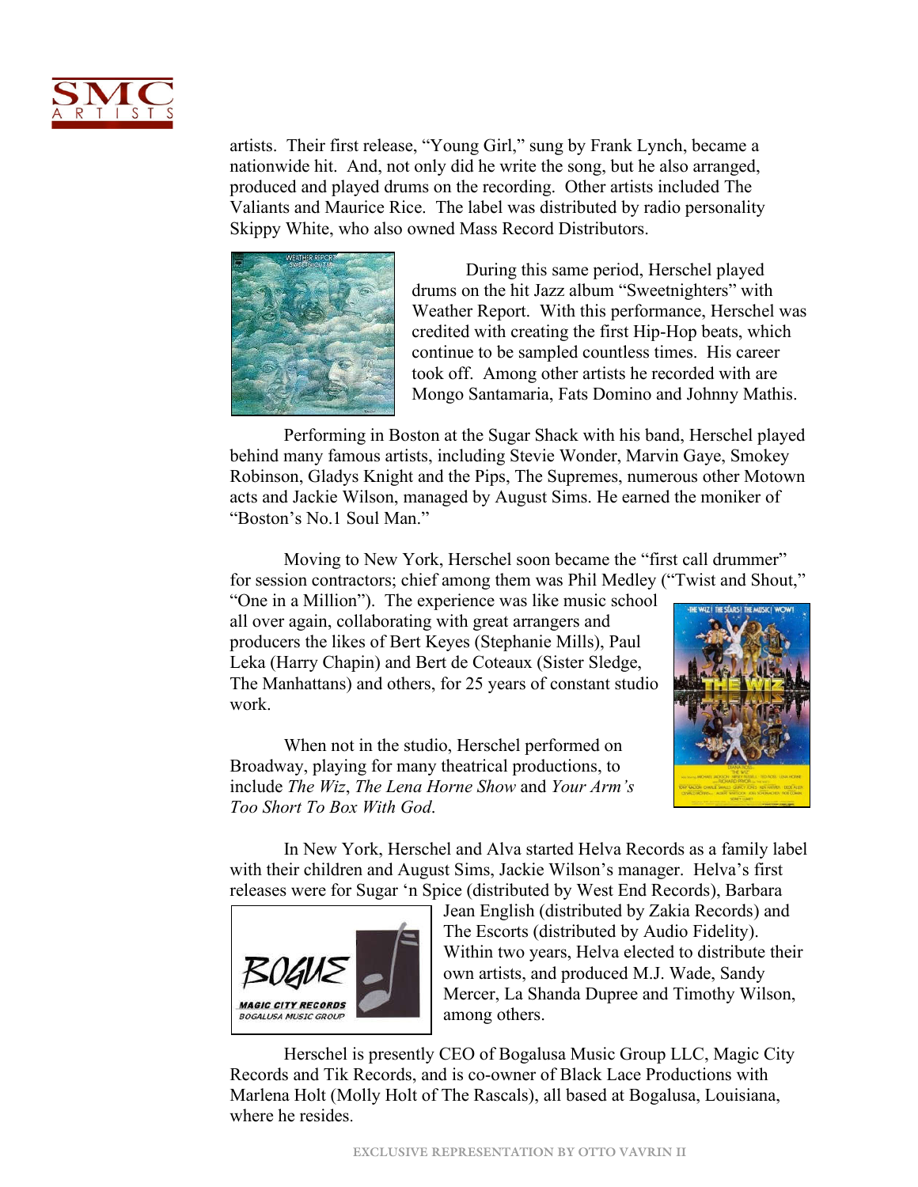artists. Their first release, "Young Girl," sung by Frank Lynch, became a nationwide hit. And, not only did he write the song, but he also arranged, produced and played drums on the recording. Other artists included The Valiants and Maurice Rice. The label was distributed by radio personality Skippy White, who also owned Mass Record Distributors.

During this same period, Herschel played drums on the hit Jazz album "Sweetnighters" with Weather Report. With this performance, Herschel was credited with creating the first Hip-Hop beats, which continue to be sampled countless times. His career took off. Among other artists he recorded with are Mongo Santamaria, Fats Domino and Johnny Mathis.

Performing in Boston at the Sugar Shack with his band, Herschel played behind many famous artists, including Stevie Wonder, Marvin Gaye, Smokey Robinson, Gladys Knight and the Pips, The Supremes, numerous other Motown acts and Jackie Wilson, managed by August Sims. He earned the moniker of "Boston's No.1 Soul Man."

Moving to New York, Herschel soon became the "first call drummer" for session contractors; chief among them was Phil Medley ("Twist and Shout," "One in a Million"). The experience was like music school all over again, collaborating with great arrangers and producers the likes of Bert Keyes (Stephanie Mills), Paul Leka (Harry Chapin) and Bert de Coteaux (Sister Sledge, The Manhattans) and others, for 25 years of constant studio work.

When not in the studio, Herschel performed on Broadway, playing for many theatrical productions, to include *The Wiz*, *The Lena Horne Show* and *Your Arm's Too Short To Box With God*.

In New York, Herschel and Alva started Helva Records as a family label with their children and August Sims, Jackie Wilson's manager. Helva's first releases were for Sugar 'n Spice (distributed by West End Records), Barbara Jean English (distributed by Zakia Records) and The Escorts (distributed by Audio Fidelity). Within two years, Helva elected to distribute their own artists, and produced M.J. Wade, Sandy Mercer, La Shanda Dupree and Timothy Wilson, among others.

Herschel is presently CEO of Bogalusa Music Group LLC, Magic City Records and Tik Records, and is co-owner of Black Lace Productions with Marlena Holt (Molly Holt of The Rascals), all based at Bogalusa, Louisiana, where he resides.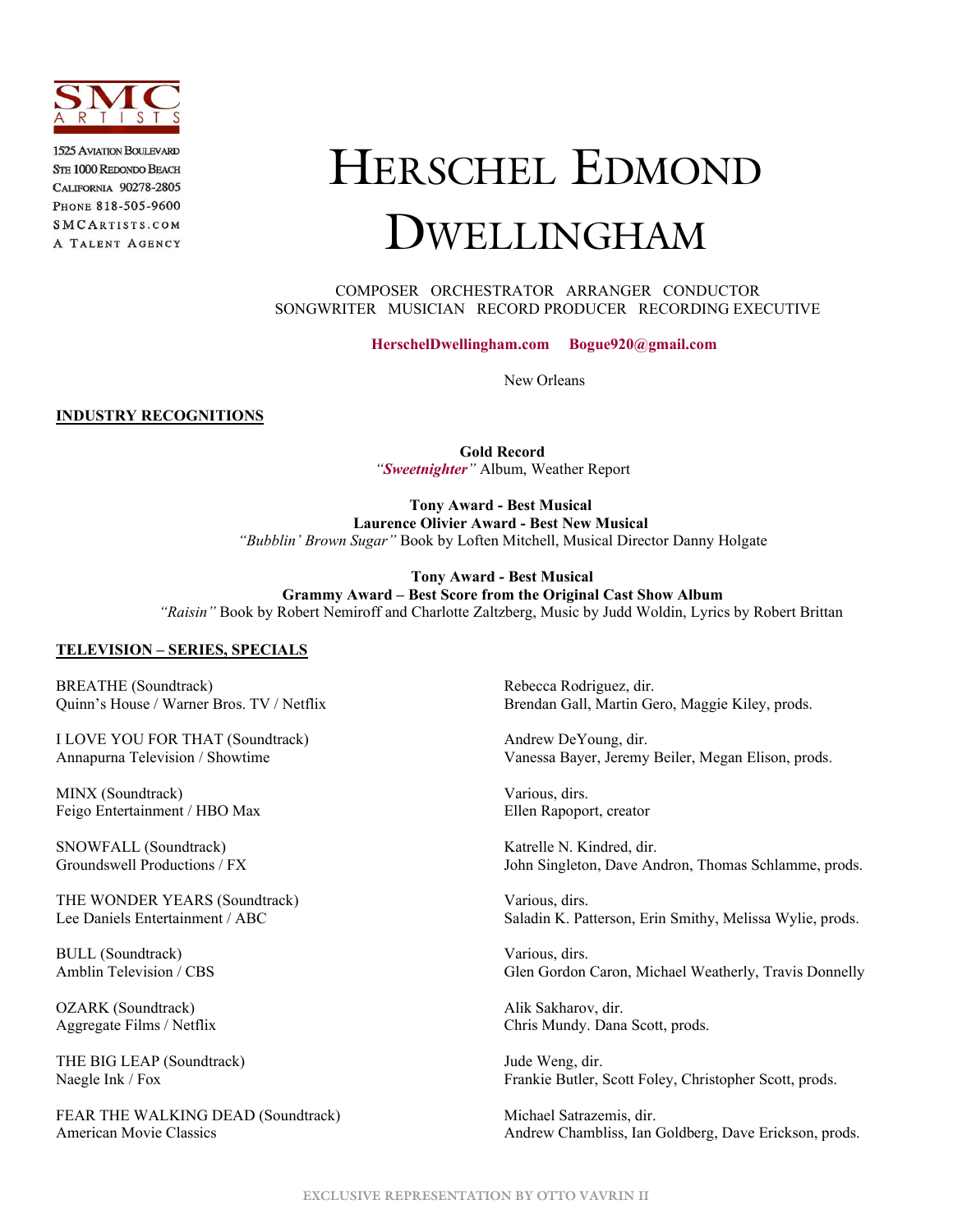SMC ARTISTS

1525 Aviation Boulevard
Ste 1000 Redondo Beach
California 90278-2805
Phone 818-505-9600
SMCArtists.com
A Talent Agency

# HERSCHEL EDMOND DWELLINGHAM

COMPOSER ORCHESTRATOR ARRANGER CONDUCTOR
SONGWRITER MUSICIAN RECORD PRODUCER RECORDING EXECUTIVE

**HerschelDwellingham.com** **Bogue920@gmail.com**

New Orleans

## INDUSTRY RECOGNITIONS

**Gold Record**
*"Sweetnighter"* Album, Weather Report

**Tony Award - Best Musical**
**Laurence Olivier Award - Best New Musical**
*"Bubblin' Brown Sugar"* Book by Loften Mitchell, Musical Director Danny Holgate

**Tony Award - Best Musical**
**Grammy Award – Best Score from the Original Cast Show Album**
*"Raisin"* Book by Robert Nemiroff and Charlotte Zaltzberg, Music by Judd Woldin, Lyrics by Robert Brittan

## TELEVISION – SERIES, SPECIALS

BREATHE (Soundtrack)
Quinn's House / Warner Bros. TV / Netflix
Rebecca Rodriguez, dir.
Brendan Gall, Martin Gero, Maggie Kiley, prods.

I LOVE YOU FOR THAT (Soundtrack)
Annapurna Television / Showtime
Andrew DeYoung, dir.
Vanessa Bayer, Jeremy Beiler, Megan Elison, prods.

MINX (Soundtrack)
Feigo Entertainment / HBO Max
Various, dirs.
Ellen Rapoport, creator

SNOWFALL (Soundtrack)
Groundswell Productions / FX
Katrelle N. Kindred, dir.
John Singleton, Dave Andron, Thomas Schlamme, prods.

THE WONDER YEARS (Soundtrack)
Lee Daniels Entertainment / ABC
Various, dirs.
Saladin K. Patterson, Erin Smithy, Melissa Wylie, prods.

BULL (Soundtrack)
Amblin Television / CBS
Various, dirs.
Glen Gordon Caron, Michael Weatherly, Travis Donnelly

OZARK (Soundtrack)
Aggregate Films / Netflix
Alik Sakharov, dir.
Chris Mundy. Dana Scott, prods.

THE BIG LEAP (Soundtrack)
Naegle Ink / Fox
Jude Weng, dir.
Frankie Butler, Scott Foley, Christopher Scott, prods.

FEAR THE WALKING DEAD (Soundtrack)
American Movie Classics
Michael Satrazemis, dir.
Andrew Chambliss, Ian Goldberg, Dave Erickson, prods.

EXCLUSIVE REPRESENTATION BY OTTO VAVRIN II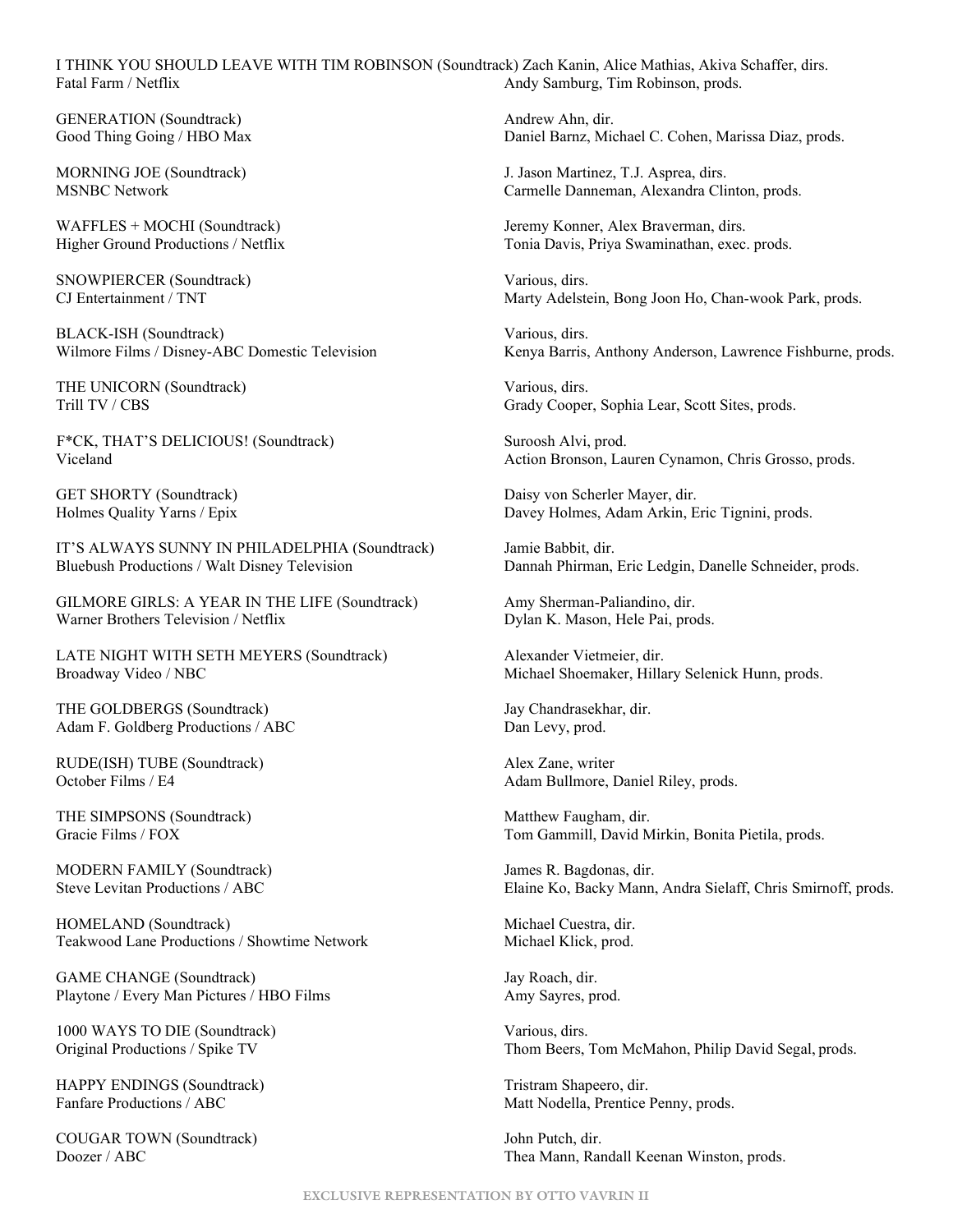I THINK YOU SHOULD LEAVE WITH TIM ROBINSON (Soundtrack) Zach Kanin, Alice Mathias, Akiva Schaffer, dirs.
Fatal Farm / Netflix
Andy Samburg, Tim Robinson, prods.

GENERATION (Soundtrack)
Good Thing Going / HBO Max
Andrew Ahn, dir.
Daniel Barnz, Michael C. Cohen, Marissa Diaz, prods.

MORNING JOE (Soundtrack)
MSNBC Network
J. Jason Martinez, T.J. Asprea, dirs.
Carmelle Danneman, Alexandra Clinton, prods.

WAFFLES + MOCHI (Soundtrack)
Higher Ground Productions / Netflix
Jeremy Konner, Alex Braverman, dirs.
Tonia Davis, Priya Swaminathan, exec. prods.

SNOWPIERCER (Soundtrack)
CJ Entertainment / TNT
Various, dirs.
Marty Adelstein, Bong Joon Ho, Chan-wook Park, prods.

BLACK-ISH (Soundtrack)
Wilmore Films / Disney-ABC Domestic Television
Various, dirs.
Kenya Barris, Anthony Anderson, Lawrence Fishburne, prods.

THE UNICORN (Soundtrack)
Trill TV / CBS
Various, dirs.
Grady Cooper, Sophia Lear, Scott Sites, prods.

F*CK, THAT'S DELICIOUS! (Soundtrack)
Viceland
Suroosh Alvi, prod.
Action Bronson, Lauren Cynamon, Chris Grosso, prods.

GET SHORTY (Soundtrack)
Holmes Quality Yarns / Epix
Daisy von Scherler Mayer, dir.
Davey Holmes, Adam Arkin, Eric Tignini, prods.

IT'S ALWAYS SUNNY IN PHILADELPHIA (Soundtrack)
Bluebush Productions / Walt Disney Television
Jamie Babbit, dir.
Dannah Phirman, Eric Ledgin, Danelle Schneider, prods.

GILMORE GIRLS: A YEAR IN THE LIFE (Soundtrack)
Warner Brothers Television / Netflix
Amy Sherman-Paliandino, dir.
Dylan K. Mason, Hele Pai, prods.

LATE NIGHT WITH SETH MEYERS (Soundtrack)
Broadway Video / NBC
Alexander Vietmeier, dir.
Michael Shoemaker, Hillary Selenick Hunn, prods.

THE GOLDBERGS (Soundtrack)
Adam F. Goldberg Productions / ABC
Jay Chandrasekhar, dir.
Dan Levy, prod.

RUDE(ISH) TUBE (Soundtrack)
October Films / E4
Alex Zane, writer
Adam Bullmore, Daniel Riley, prods.

THE SIMPSONS (Soundtrack)
Gracie Films / FOX
Matthew Faugham, dir.
Tom Gammill, David Mirkin, Bonita Pietila, prods.

MODERN FAMILY (Soundtrack)
Steve Levitan Productions / ABC
James R. Bagdonas, dir.
Elaine Ko, Backy Mann, Andra Sielaff, Chris Smirnoff, prods.

HOMELAND (Soundtrack)
Teakwood Lane Productions / Showtime Network
Michael Cuestra, dir.
Michael Klick, prod.

GAME CHANGE (Soundtrack)
Playtone / Every Man Pictures / HBO Films
Jay Roach, dir.
Amy Sayres, prod.

1000 WAYS TO DIE (Soundtrack)
Original Productions / Spike TV
Various, dirs.
Thom Beers, Tom McMahon, Philip David Segal, prods.

HAPPY ENDINGS (Soundtrack)
Fanfare Productions / ABC
Tristram Shapeero, dir.
Matt Nodella, Prentice Penny, prods.

COUGAR TOWN (Soundtrack)
Doozer / ABC
John Putch, dir.
Thea Mann, Randall Keenan Winston, prods.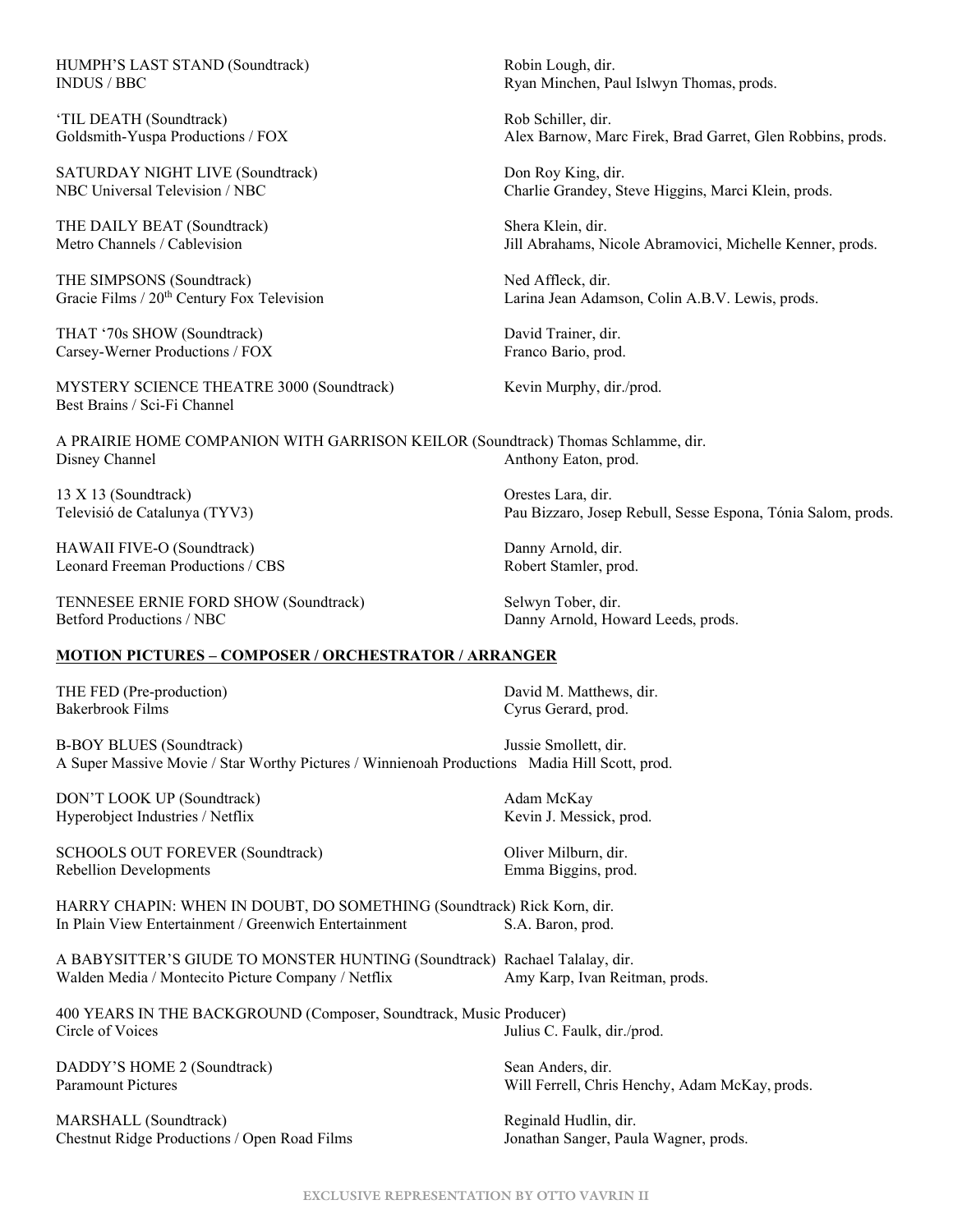HUMPH'S LAST STAND (Soundtrack)
INDUS / BBC
Robin Lough, dir.
Ryan Minchen, Paul Islwyn Thomas, prods.

'TIL DEATH (Soundtrack)
Goldsmith-Yuspa Productions / FOX
Rob Schiller, dir.
Alex Barnow, Marc Firek, Brad Garret, Glen Robbins, prods.

SATURDAY NIGHT LIVE (Soundtrack)
NBC Universal Television / NBC
Don Roy King, dir.
Charlie Grandey, Steve Higgins, Marci Klein, prods.

THE DAILY BEAT (Soundtrack)
Metro Channels / Cablevision
Shera Klein, dir.
Jill Abrahams, Nicole Abramovici, Michelle Kenner, prods.

THE SIMPSONS (Soundtrack)
Gracie Films / 20th Century Fox Television
Ned Affleck, dir.
Larina Jean Adamson, Colin A.B.V. Lewis, prods.

THAT '70s SHOW (Soundtrack)
Carsey-Werner Productions / FOX
David Trainer, dir.
Franco Bario, prod.

MYSTERY SCIENCE THEATRE 3000 (Soundtrack)
Best Brains / Sci-Fi Channel
Kevin Murphy, dir./prod.

A PRAIRIE HOME COMPANION WITH GARRISON KEILOR (Soundtrack)
Disney Channel
Thomas Schlamme, dir.
Anthony Eaton, prod.

13 X 13 (Soundtrack)
Televisió de Catalunya (TYV3)
Orestes Lara, dir.
Pau Bizzaro, Josep Rebull, Sesse Espona, Tónia Salom, prods.

HAWAII FIVE-O (Soundtrack)
Leonard Freeman Productions / CBS
Danny Arnold, dir.
Robert Stamler, prod.

TENNESEE ERNIE FORD SHOW (Soundtrack)
Betford Productions / NBC
Selwyn Tober, dir.
Danny Arnold, Howard Leeds, prods.

## MOTION PICTURES – COMPOSER / ORCHESTRATOR / ARRANGER

THE FED (Pre-production)
Bakerbrook Films
David M. Matthews, dir.
Cyrus Gerard, prod.

B-BOY BLUES (Soundtrack)
A Super Massive Movie / Star Worthy Pictures / Winnienoah Productions
Jussie Smollett, dir.
Madia Hill Scott, prod.

DON'T LOOK UP (Soundtrack)
Hyperobject Industries / Netflix
Adam McKay
Kevin J. Messick, prod.

SCHOOLS OUT FOREVER (Soundtrack)
Rebellion Developments
Oliver Milburn, dir.
Emma Biggins, prod.

HARRY CHAPIN: WHEN IN DOUBT, DO SOMETHING (Soundtrack)
In Plain View Entertainment / Greenwich Entertainment
Rick Korn, dir.
S.A. Baron, prod.

A BABYSITTER'S GIUDE TO MONSTER HUNTING (Soundtrack)
Walden Media / Montecito Picture Company / Netflix
Rachael Talalay, dir.
Amy Karp, Ivan Reitman, prods.

400 YEARS IN THE BACKGROUND (Composer, Soundtrack, Music Producer)
Circle of Voices
Julius C. Faulk, dir./prod.

DADDY'S HOME 2 (Soundtrack)
Paramount Pictures
Sean Anders, dir.
Will Ferrell, Chris Henchy, Adam McKay, prods.

MARSHALL (Soundtrack)
Chestnut Ridge Productions / Open Road Films
Reginald Hudlin, dir.
Jonathan Sanger, Paula Wagner, prods.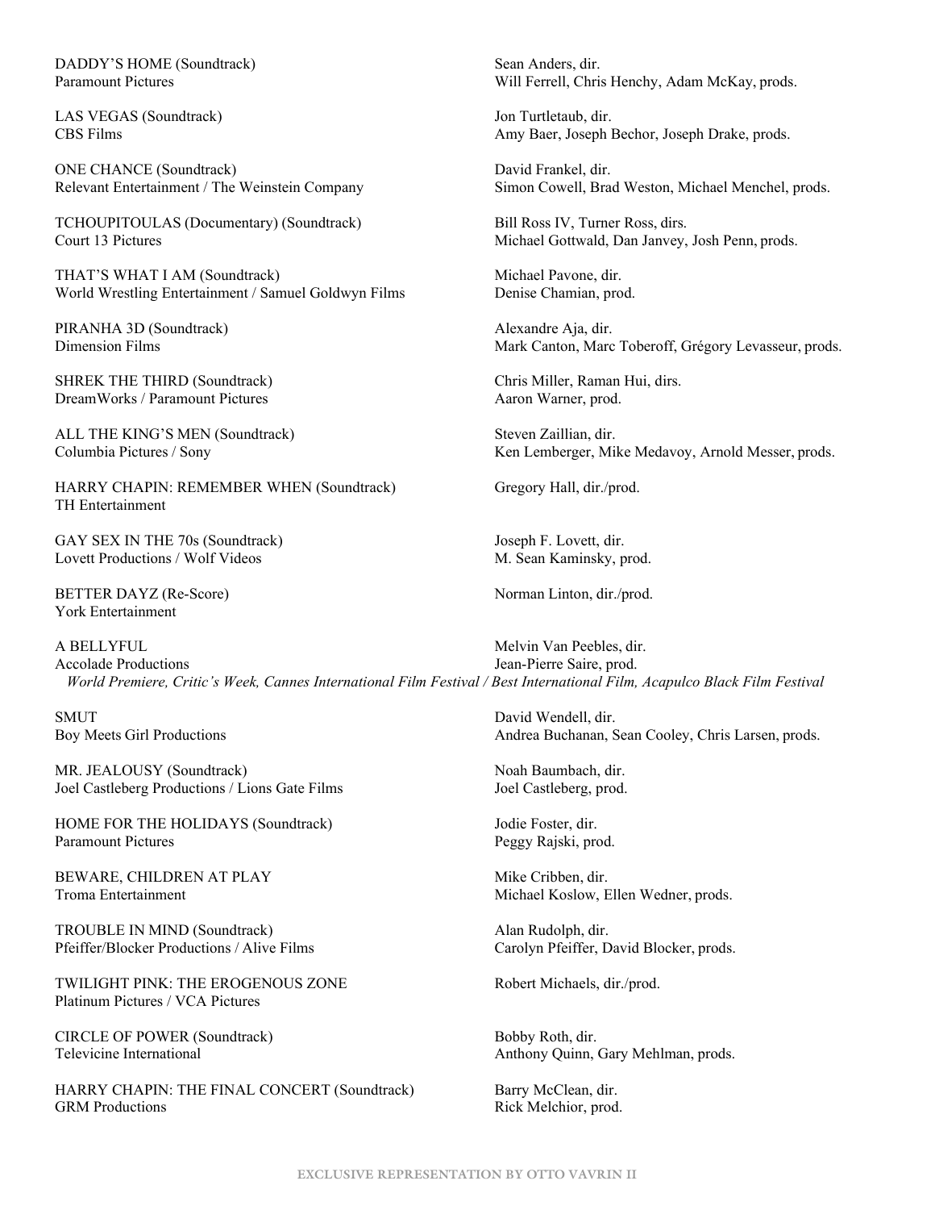DADDY'S HOME (Soundtrack)
Paramount Pictures
Sean Anders, dir.
Will Ferrell, Chris Henchy, Adam McKay, prods.

LAS VEGAS (Soundtrack)
CBS Films
Jon Turtletaub, dir.
Amy Baer, Joseph Bechor, Joseph Drake, prods.

ONE CHANCE (Soundtrack)
Relevant Entertainment / The Weinstein Company
David Frankel, dir.
Simon Cowell, Brad Weston, Michael Menchel, prods.

TCHOUPITOULAS (Documentary) (Soundtrack)
Court 13 Pictures
Bill Ross IV, Turner Ross, dirs.
Michael Gottwald, Dan Janvey, Josh Penn, prods.

THAT'S WHAT I AM (Soundtrack)
World Wrestling Entertainment / Samuel Goldwyn Films
Michael Pavone, dir.
Denise Chamian, prod.

PIRANHA 3D (Soundtrack)
Dimension Films
Alexandre Aja, dir.
Mark Canton, Marc Toberoff, Grégory Levasseur, prods.

SHREK THE THIRD (Soundtrack)
DreamWorks / Paramount Pictures
Chris Miller, Raman Hui, dirs.
Aaron Warner, prod.

ALL THE KING'S MEN (Soundtrack)
Columbia Pictures / Sony
Steven Zaillian, dir.
Ken Lemberger, Mike Medavoy, Arnold Messer, prods.

HARRY CHAPIN: REMEMBER WHEN (Soundtrack)
TH Entertainment
Gregory Hall, dir./prod.

GAY SEX IN THE 70s (Soundtrack)
Lovett Productions / Wolf Videos
Joseph F. Lovett, dir.
M. Sean Kaminsky, prod.

BETTER DAYZ (Re-Score)
York Entertainment
Norman Linton, dir./prod.

A BELLYFUL
Accolade Productions
Melvin Van Peebles, dir.
Jean-Pierre Saire, prod.
*World Premiere, Critic's Week, Cannes International Film Festival / Best International Film, Acapulco Black Film Festival*

SMUT
Boy Meets Girl Productions
David Wendell, dir.
Andrea Buchanan, Sean Cooley, Chris Larsen, prods.

MR. JEALOUSY (Soundtrack)
Joel Castleberg Productions / Lions Gate Films
Noah Baumbach, dir.
Joel Castleberg, prod.

HOME FOR THE HOLIDAYS (Soundtrack)
Paramount Pictures
Jodie Foster, dir.
Peggy Rajski, prod.

BEWARE, CHILDREN AT PLAY
Troma Entertainment
Mike Cribben, dir.
Michael Koslow, Ellen Wedner, prods.

TROUBLE IN MIND (Soundtrack)
Pfeiffer/Blocker Productions / Alive Films
Alan Rudolph, dir.
Carolyn Pfeiffer, David Blocker, prods.

TWILIGHT PINK: THE EROGENOUS ZONE
Platinum Pictures / VCA Pictures
Robert Michaels, dir./prod.

CIRCLE OF POWER (Soundtrack)
Televicine International
Bobby Roth, dir.
Anthony Quinn, Gary Mehlman, prods.

HARRY CHAPIN: THE FINAL CONCERT (Soundtrack)
GRM Productions
Barry McClean, dir.
Rick Melchior, prod.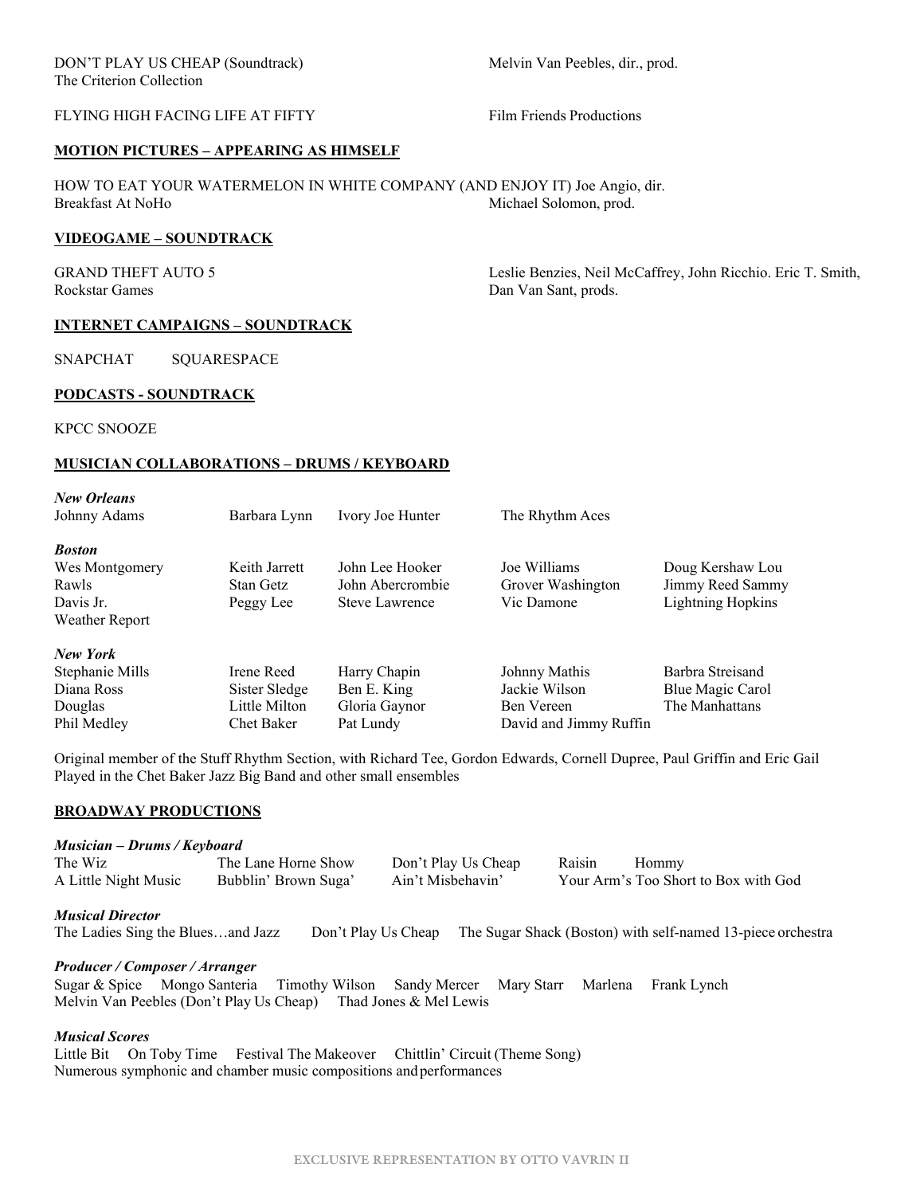DON'T PLAY US CHEAP (Soundtrack) — Melvin Van Peebles, dir., prod.
The Criterion Collection

FLYING HIGH FACING LIFE AT FIFTY — Film Friends Productions

## MOTION PICTURES – APPEARING AS HIMSELF

HOW TO EAT YOUR WATERMELON IN WHITE COMPANY (AND ENJOY IT) Joe Angio, dir.
Breakfast At NoHo — Michael Solomon, prod.

## VIDEOGAME – SOUNDTRACK

GRAND THEFT AUTO 5 — Leslie Benzies, Neil McCaffrey, John Ricchio. Eric T. Smith, Dan Van Sant, prods.
Rockstar Games

## INTERNET CAMPAIGNS – SOUNDTRACK

SNAPCHAT SQUARESPACE

## PODCASTS - SOUNDTRACK

KPCC SNOOZE

## MUSICIAN COLLABORATIONS – DRUMS / KEYBOARD

***New Orleans***

Johnny Adams, Barbara Lynn, Ivory Joe Hunter, The Rhythm Aces

***Boston***

Wes Montgomery, Keith Jarrett, John Lee Hooker, Joe Williams, Doug Kershaw, Lou Rawls, Stan Getz, John Abercrombie, Grover Washington, Jimmy Reed, Sammy Davis Jr., Peggy Lee, Steve Lawrence, Vic Damone, Lightning Hopkins, Weather Report

***New York***

Stephanie Mills, Irene Reed, Harry Chapin, Johnny Mathis, Barbra Streisand, Diana Ross, Sister Sledge, Ben E. King, Jackie Wilson, Blue Magic, Carol Douglas, Little Milton, Gloria Gaynor, Ben Vereen, The Manhattans, Phil Medley, Chet Baker, Pat Lundy, David and Jimmy Ruffin

Original member of the Stuff Rhythm Section, with Richard Tee, Gordon Edwards, Cornell Dupree, Paul Griffin and Eric Gail
Played in the Chet Baker Jazz Big Band and other small ensembles

## BROADWAY PRODUCTIONS

***Musician – Drums / Keyboard***

The Wiz, The Lane Horne Show, Don't Play Us Cheap, Raisin, Hommy, A Little Night Music, Bubblin' Brown Suga', Ain't Misbehavin', Your Arm's Too Short to Box with God

***Musical Director***

The Ladies Sing the Blues…and Jazz — Don't Play Us Cheap — The Sugar Shack (Boston) with self-named 13-piece orchestra

***Producer / Composer / Arranger***

Sugar & Spice — Mongo Santeria — Timothy Wilson — Sandy Mercer — Mary Starr — Marlena — Frank Lynch
Melvin Van Peebles (Don't Play Us Cheap) — Thad Jones & Mel Lewis

***Musical Scores***

Little Bit — On Toby Time — Festival The Makeover — Chittlin' Circuit (Theme Song)
Numerous symphonic and chamber music compositions and performances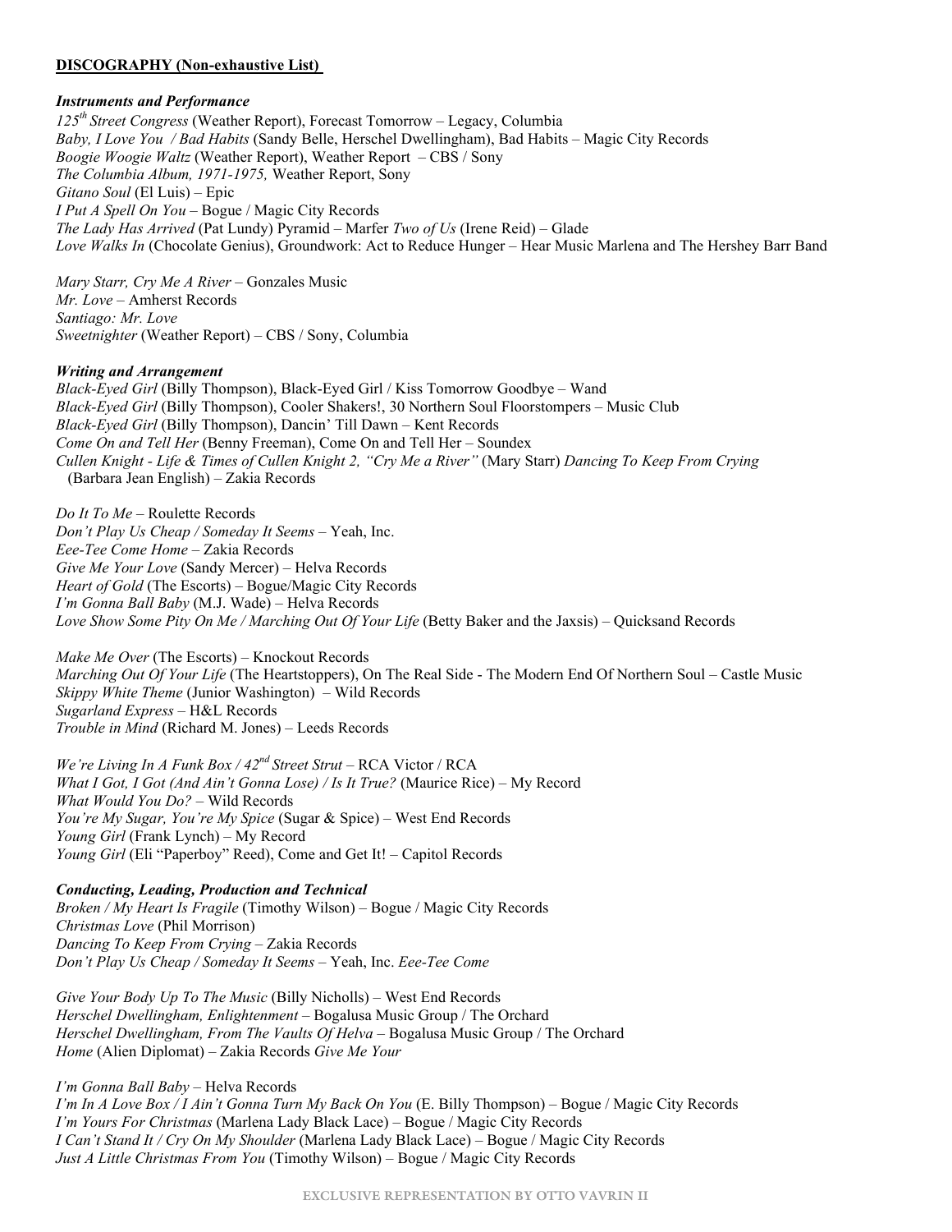**DISCOGRAPHY (Non-exhaustive List)**

***Instruments and Performance***

*125th Street Congress* (Weather Report), Forecast Tomorrow – Legacy, Columbia
*Baby, I Love You / Bad Habits* (Sandy Belle, Herschel Dwellingham), Bad Habits – Magic City Records
*Boogie Woogie Waltz* (Weather Report), Weather Report – CBS / Sony
*The Columbia Album, 1971-1975,* Weather Report, Sony
*Gitano Soul* (El Luis) – Epic
*I Put A Spell On You* – Bogue / Magic City Records
*The Lady Has Arrived* (Pat Lundy) Pyramid – Marfer *Two of Us* (Irene Reid) – Glade
*Love Walks In* (Chocolate Genius), Groundwork: Act to Reduce Hunger – Hear Music Marlena and The Hershey Barr Band

*Mary Starr, Cry Me A River* – Gonzales Music
*Mr. Love* – Amherst Records
*Santiago: Mr. Love*
*Sweetnighter* (Weather Report) – CBS / Sony, Columbia

***Writing and Arrangement***

*Black-Eyed Girl* (Billy Thompson), Black-Eyed Girl / Kiss Tomorrow Goodbye – Wand
*Black-Eyed Girl* (Billy Thompson), Cooler Shakers!, 30 Northern Soul Floorstompers – Music Club
*Black-Eyed Girl* (Billy Thompson), Dancin' Till Dawn – Kent Records
*Come On and Tell Her* (Benny Freeman), Come On and Tell Her – Soundex
*Cullen Knight - Life & Times of Cullen Knight 2, "Cry Me a River"* (Mary Starr) *Dancing To Keep From Crying* (Barbara Jean English) – Zakia Records

*Do It To Me* – Roulette Records
*Don't Play Us Cheap / Someday It Seems* – Yeah, Inc.
*Eee-Tee Come Home* – Zakia Records
*Give Me Your Love* (Sandy Mercer) – Helva Records
*Heart of Gold* (The Escorts) – Bogue/Magic City Records
*I'm Gonna Ball Baby* (M.J. Wade) – Helva Records
*Love Show Some Pity On Me / Marching Out Of Your Life* (Betty Baker and the Jaxsis) – Quicksand Records

*Make Me Over* (The Escorts) – Knockout Records
*Marching Out Of Your Life* (The Heartstoppers), On The Real Side - The Modern End Of Northern Soul – Castle Music
*Skippy White Theme* (Junior Washington) – Wild Records
*Sugarland Express* – H&L Records
*Trouble in Mind* (Richard M. Jones) – Leeds Records

*We're Living In A Funk Box / 42nd Street Strut* – RCA Victor / RCA
*What I Got, I Got (And Ain't Gonna Lose) / Is It True?* (Maurice Rice) – My Record
*What Would You Do?* – Wild Records
*You're My Sugar, You're My Spice* (Sugar & Spice) – West End Records
*Young Girl* (Frank Lynch) – My Record
*Young Girl* (Eli "Paperboy" Reed), Come and Get It! – Capitol Records

***Conducting, Leading, Production and Technical***

*Broken / My Heart Is Fragile* (Timothy Wilson) – Bogue / Magic City Records
*Christmas Love* (Phil Morrison)
*Dancing To Keep From Crying* – Zakia Records
*Don't Play Us Cheap / Someday It Seems* – Yeah, Inc. *Eee-Tee Come*

*Give Your Body Up To The Music* (Billy Nicholls) – West End Records
*Herschel Dwellingham, Enlightenment* – Bogalusa Music Group / The Orchard
*Herschel Dwellingham, From The Vaults Of Helva* – Bogalusa Music Group / The Orchard
*Home* (Alien Diplomat) – Zakia Records *Give Me Your*

*I'm Gonna Ball Baby* – Helva Records
*I'm In A Love Box / I Ain't Gonna Turn My Back On You* (E. Billy Thompson) – Bogue / Magic City Records
*I'm Yours For Christmas* (Marlena Lady Black Lace) – Bogue / Magic City Records
*I Can't Stand It / Cry On My Shoulder* (Marlena Lady Black Lace) – Bogue / Magic City Records
*Just A Little Christmas From You* (Timothy Wilson) – Bogue / Magic City Records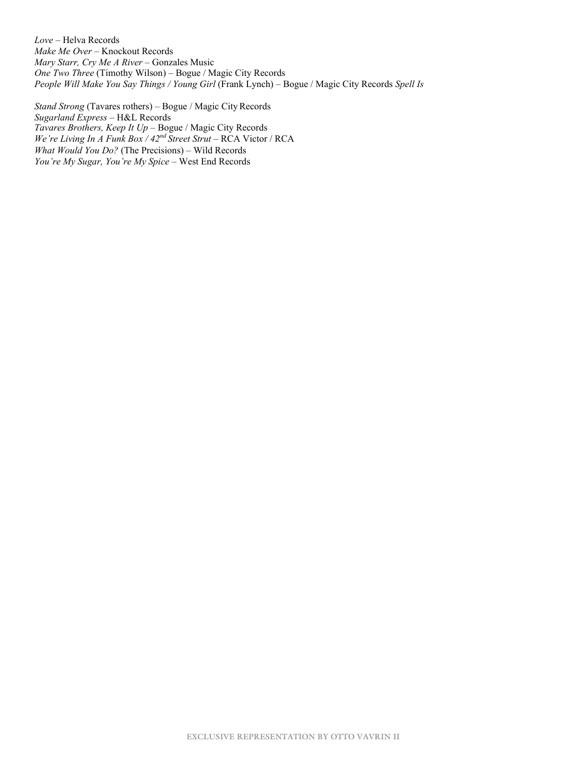*Love* – Helva Records
*Make Me Over* – Knockout Records
*Mary Starr, Cry Me A River* – Gonzales Music
*One Two Three* (Timothy Wilson) – Bogue / Magic City Records
*People Will Make You Say Things / Young Girl* (Frank Lynch) – Bogue / Magic City Records *Spell Is*

*Stand Strong* (Tavares rothers) – Bogue / Magic City Records
*Sugarland Express* – H&L Records
*Tavares Brothers, Keep It Up* – Bogue / Magic City Records
*We're Living In A Funk Box / 42nd Street Strut* – RCA Victor / RCA
*What Would You Do?* (The Precisions) – Wild Records
*You're My Sugar, You're My Spice* – West End Records